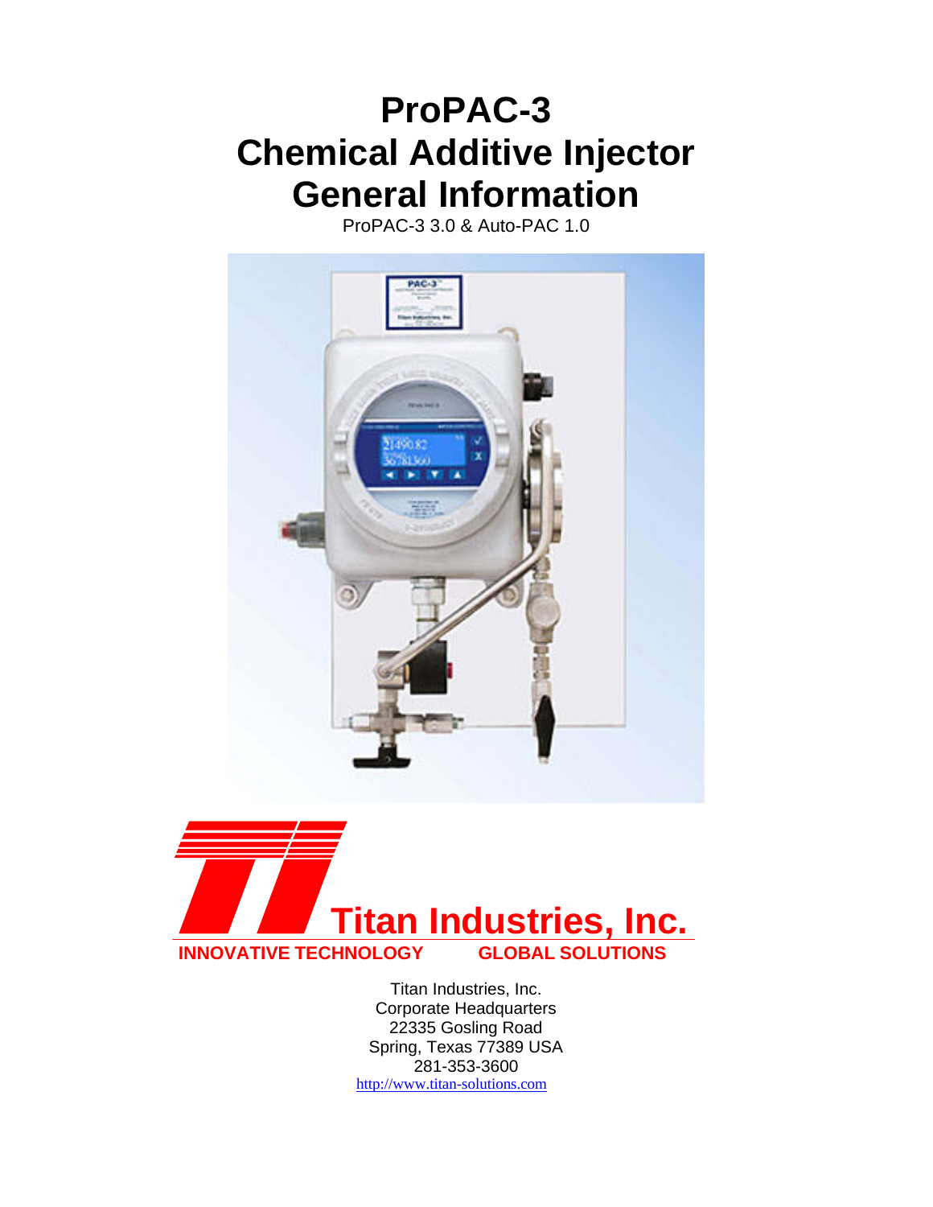# ProPAC-3
# Chemical Additive Injector
# General Information

ProPAC-3 3.0 & Auto-PAC 1.0

**Titan Industries, Inc.**

**INNOVATIVE TECHNOLOGY GLOBAL SOLUTIONS**

Titan Industries, Inc.
Corporate Headquarters
22335 Gosling Road
Spring, Texas 77389 USA
281-353-3600
http://www.titan-solutions.com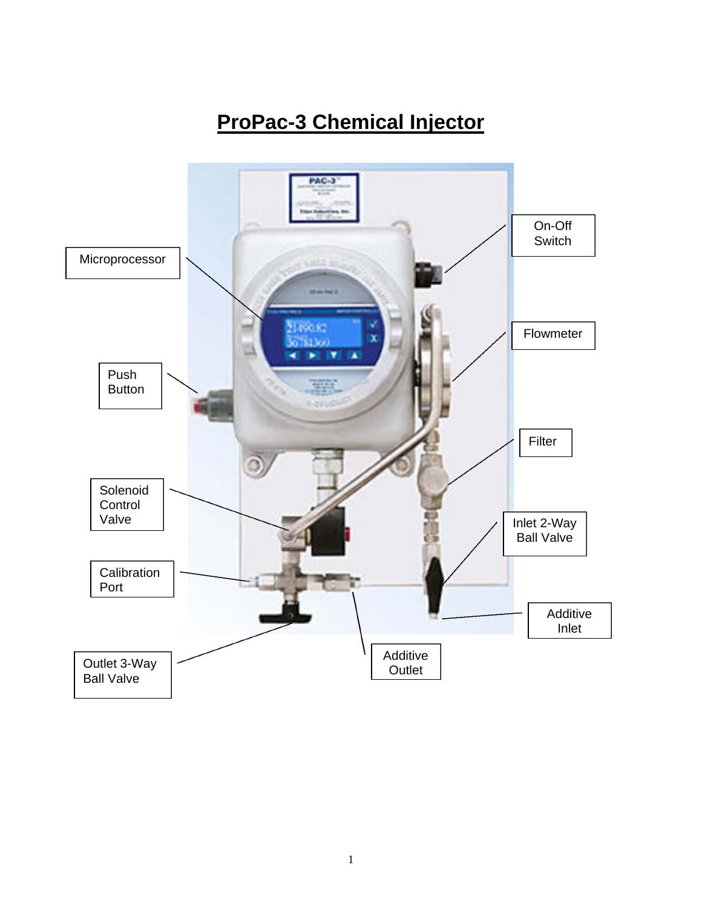# ProPac-3 Chemical Injector

Microprocessor

Push Button

Solenoid Control Valve

Calibration Port

Outlet 3-Way Ball Valve

Additive Outlet

Additive Inlet

Inlet 2-Way Ball Valve

Filter

Flowmeter

On-Off Switch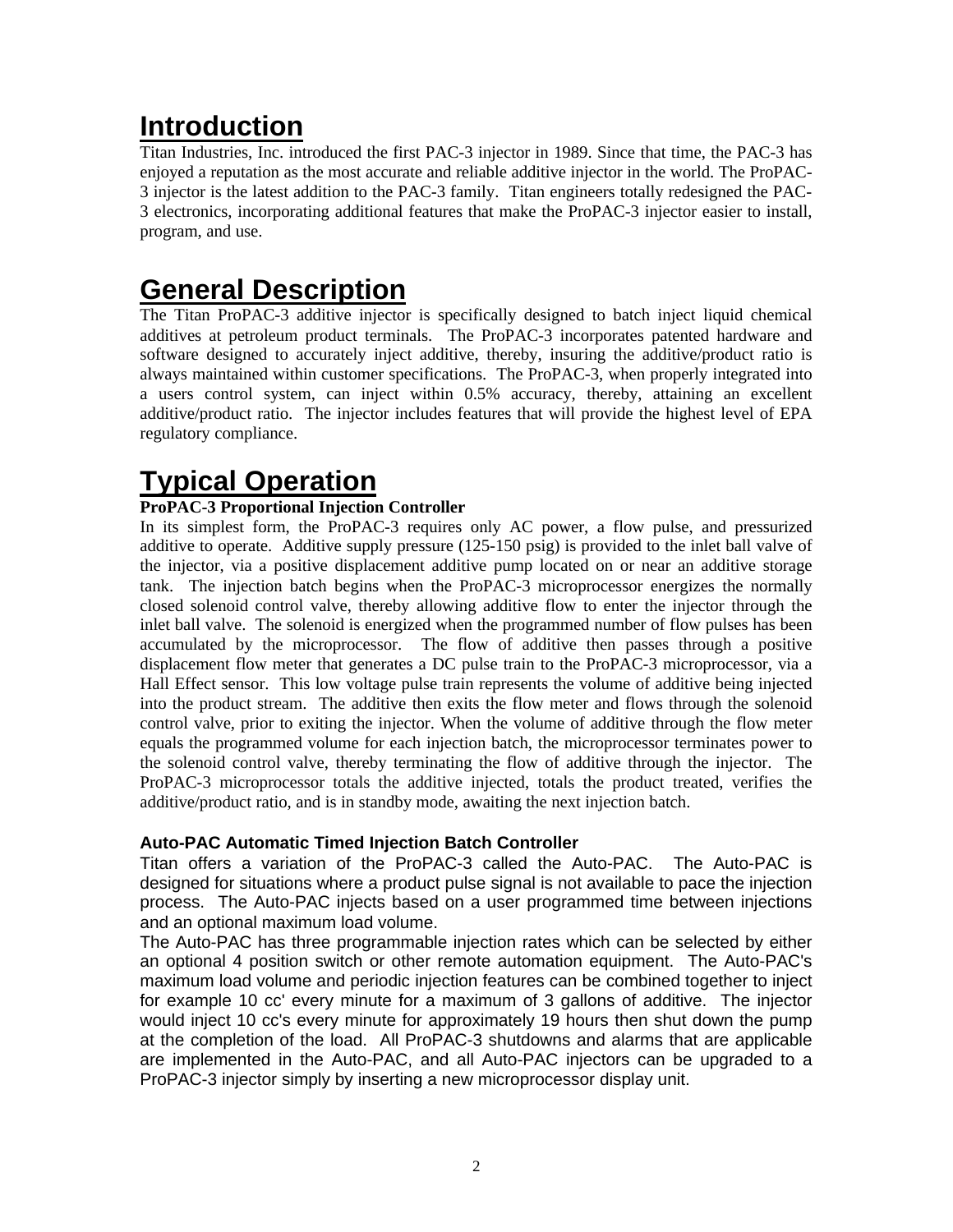# Introduction

Titan Industries, Inc. introduced the first PAC-3 injector in 1989. Since that time, the PAC-3 has enjoyed a reputation as the most accurate and reliable additive injector in the world. The ProPAC-3 injector is the latest addition to the PAC-3 family. Titan engineers totally redesigned the PAC-3 electronics, incorporating additional features that make the ProPAC-3 injector easier to install, program, and use.

# General Description

The Titan ProPAC-3 additive injector is specifically designed to batch inject liquid chemical additives at petroleum product terminals. The ProPAC-3 incorporates patented hardware and software designed to accurately inject additive, thereby, insuring the additive/product ratio is always maintained within customer specifications. The ProPAC-3, when properly integrated into a users control system, can inject within 0.5% accuracy, thereby, attaining an excellent additive/product ratio. The injector includes features that will provide the highest level of EPA regulatory compliance.

# Typical Operation

**ProPAC-3 Proportional Injection Controller**

In its simplest form, the ProPAC-3 requires only AC power, a flow pulse, and pressurized additive to operate. Additive supply pressure (125-150 psig) is provided to the inlet ball valve of the injector, via a positive displacement additive pump located on or near an additive storage tank. The injection batch begins when the ProPAC-3 microprocessor energizes the normally closed solenoid control valve, thereby allowing additive flow to enter the injector through the inlet ball valve. The solenoid is energized when the programmed number of flow pulses has been accumulated by the microprocessor. The flow of additive then passes through a positive displacement flow meter that generates a DC pulse train to the ProPAC-3 microprocessor, via a Hall Effect sensor. This low voltage pulse train represents the volume of additive being injected into the product stream. The additive then exits the flow meter and flows through the solenoid control valve, prior to exiting the injector. When the volume of additive through the flow meter equals the programmed volume for each injection batch, the microprocessor terminates power to the solenoid control valve, thereby terminating the flow of additive through the injector. The ProPAC-3 microprocessor totals the additive injected, totals the product treated, verifies the additive/product ratio, and is in standby mode, awaiting the next injection batch.

**Auto-PAC Automatic Timed Injection Batch Controller**

Titan offers a variation of the ProPAC-3 called the Auto-PAC. The Auto-PAC is designed for situations where a product pulse signal is not available to pace the injection process. The Auto-PAC injects based on a user programmed time between injections and an optional maximum load volume.

The Auto-PAC has three programmable injection rates which can be selected by either an optional 4 position switch or other remote automation equipment. The Auto-PAC's maximum load volume and periodic injection features can be combined together to inject for example 10 cc' every minute for a maximum of 3 gallons of additive. The injector would inject 10 cc's every minute for approximately 19 hours then shut down the pump at the completion of the load. All ProPAC-3 shutdowns and alarms that are applicable are implemented in the Auto-PAC, and all Auto-PAC injectors can be upgraded to a ProPAC-3 injector simply by inserting a new microprocessor display unit.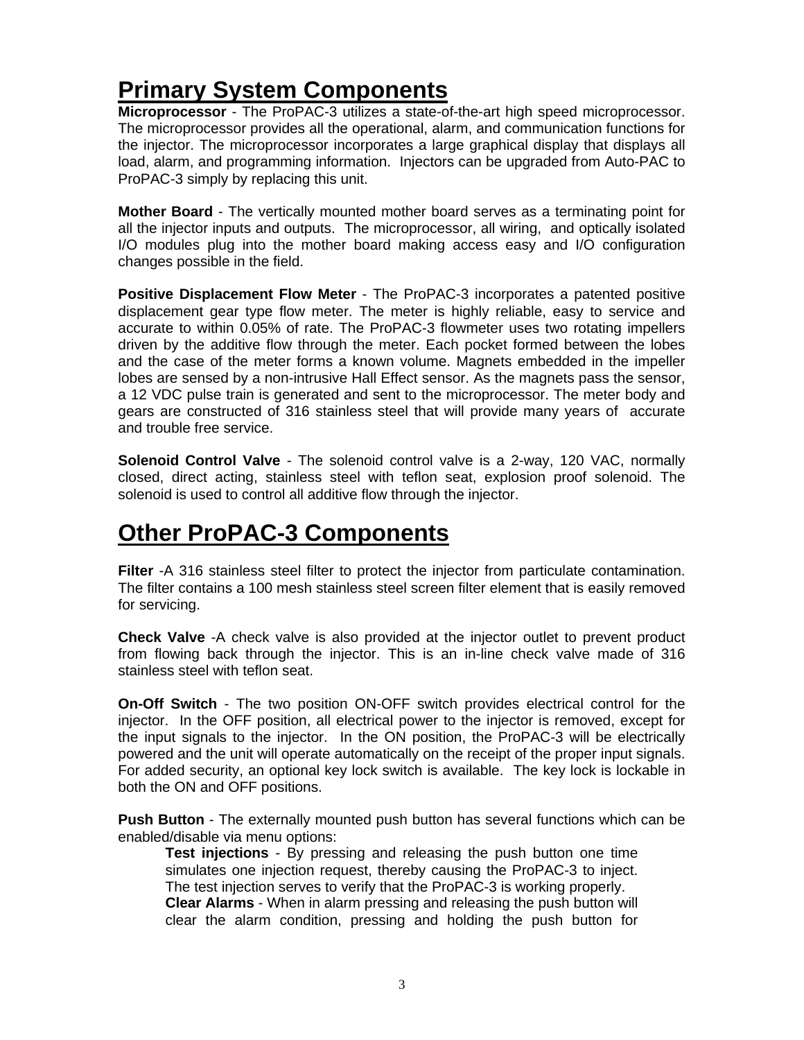# Primary System Components

**Microprocessor** - The ProPAC-3 utilizes a state-of-the-art high speed microprocessor. The microprocessor provides all the operational, alarm, and communication functions for the injector. The microprocessor incorporates a large graphical display that displays all load, alarm, and programming information. Injectors can be upgraded from Auto-PAC to ProPAC-3 simply by replacing this unit.

**Mother Board** - The vertically mounted mother board serves as a terminating point for all the injector inputs and outputs. The microprocessor, all wiring, and optically isolated I/O modules plug into the mother board making access easy and I/O configuration changes possible in the field.

**Positive Displacement Flow Meter** - The ProPAC-3 incorporates a patented positive displacement gear type flow meter. The meter is highly reliable, easy to service and accurate to within 0.05% of rate. The ProPAC-3 flowmeter uses two rotating impellers driven by the additive flow through the meter. Each pocket formed between the lobes and the case of the meter forms a known volume. Magnets embedded in the impeller lobes are sensed by a non-intrusive Hall Effect sensor. As the magnets pass the sensor, a 12 VDC pulse train is generated and sent to the microprocessor. The meter body and gears are constructed of 316 stainless steel that will provide many years of accurate and trouble free service.

**Solenoid Control Valve** - The solenoid control valve is a 2-way, 120 VAC, normally closed, direct acting, stainless steel with teflon seat, explosion proof solenoid. The solenoid is used to control all additive flow through the injector.

# Other ProPAC-3 Components

**Filter** -A 316 stainless steel filter to protect the injector from particulate contamination. The filter contains a 100 mesh stainless steel screen filter element that is easily removed for servicing.

**Check Valve** -A check valve is also provided at the injector outlet to prevent product from flowing back through the injector. This is an in-line check valve made of 316 stainless steel with teflon seat.

**On-Off Switch** - The two position ON-OFF switch provides electrical control for the injector. In the OFF position, all electrical power to the injector is removed, except for the input signals to the injector. In the ON position, the ProPAC-3 will be electrically powered and the unit will operate automatically on the receipt of the proper input signals. For added security, an optional key lock switch is available. The key lock is lockable in both the ON and OFF positions.

**Push Button** - The externally mounted push button has several functions which can be enabled/disable via menu options:

> **Test injections** - By pressing and releasing the push button one time simulates one injection request, thereby causing the ProPAC-3 to inject. The test injection serves to verify that the ProPAC-3 is working properly.
>
> **Clear Alarms** - When in alarm pressing and releasing the push button will clear the alarm condition, pressing and holding the push button for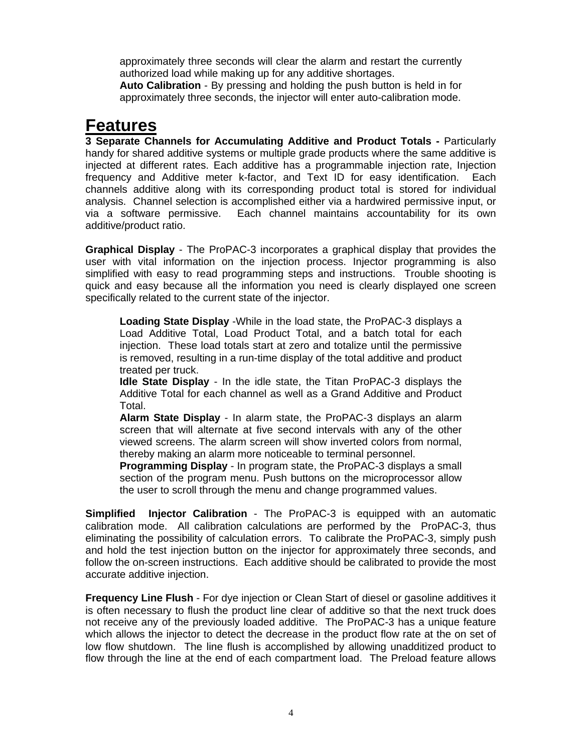approximately three seconds will clear the alarm and restart the currently authorized load while making up for any additive shortages.
**Auto Calibration** - By pressing and holding the push button is held in for approximately three seconds, the injector will enter auto-calibration mode.

# Features

**3 Separate Channels for Accumulating Additive and Product Totals -** Particularly handy for shared additive systems or multiple grade products where the same additive is injected at different rates. Each additive has a programmable injection rate, Injection frequency and Additive meter k-factor, and Text ID for easy identification. Each channels additive along with its corresponding product total is stored for individual analysis. Channel selection is accomplished either via a hardwired permissive input, or via a software permissive. Each channel maintains accountability for its own additive/product ratio.

**Graphical Display** - The ProPAC-3 incorporates a graphical display that provides the user with vital information on the injection process. Injector programming is also simplified with easy to read programming steps and instructions. Trouble shooting is quick and easy because all the information you need is clearly displayed one screen specifically related to the current state of the injector.

**Loading State Display** -While in the load state, the ProPAC-3 displays a Load Additive Total, Load Product Total, and a batch total for each injection. These load totals start at zero and totalize until the permissive is removed, resulting in a run-time display of the total additive and product treated per truck.
**Idle State Display** - In the idle state, the Titan ProPAC-3 displays the Additive Total for each channel as well as a Grand Additive and Product Total.
**Alarm State Display** - In alarm state, the ProPAC-3 displays an alarm screen that will alternate at five second intervals with any of the other viewed screens. The alarm screen will show inverted colors from normal, thereby making an alarm more noticeable to terminal personnel.
**Programming Display** - In program state, the ProPAC-3 displays a small section of the program menu. Push buttons on the microprocessor allow the user to scroll through the menu and change programmed values.

**Simplified Injector Calibration** - The ProPAC-3 is equipped with an automatic calibration mode. All calibration calculations are performed by the ProPAC-3, thus eliminating the possibility of calculation errors. To calibrate the ProPAC-3, simply push and hold the test injection button on the injector for approximately three seconds, and follow the on-screen instructions. Each additive should be calibrated to provide the most accurate additive injection.

**Frequency Line Flush** - For dye injection or Clean Start of diesel or gasoline additives it is often necessary to flush the product line clear of additive so that the next truck does not receive any of the previously loaded additive. The ProPAC-3 has a unique feature which allows the injector to detect the decrease in the product flow rate at the on set of low flow shutdown. The line flush is accomplished by allowing unadditized product to flow through the line at the end of each compartment load. The Preload feature allows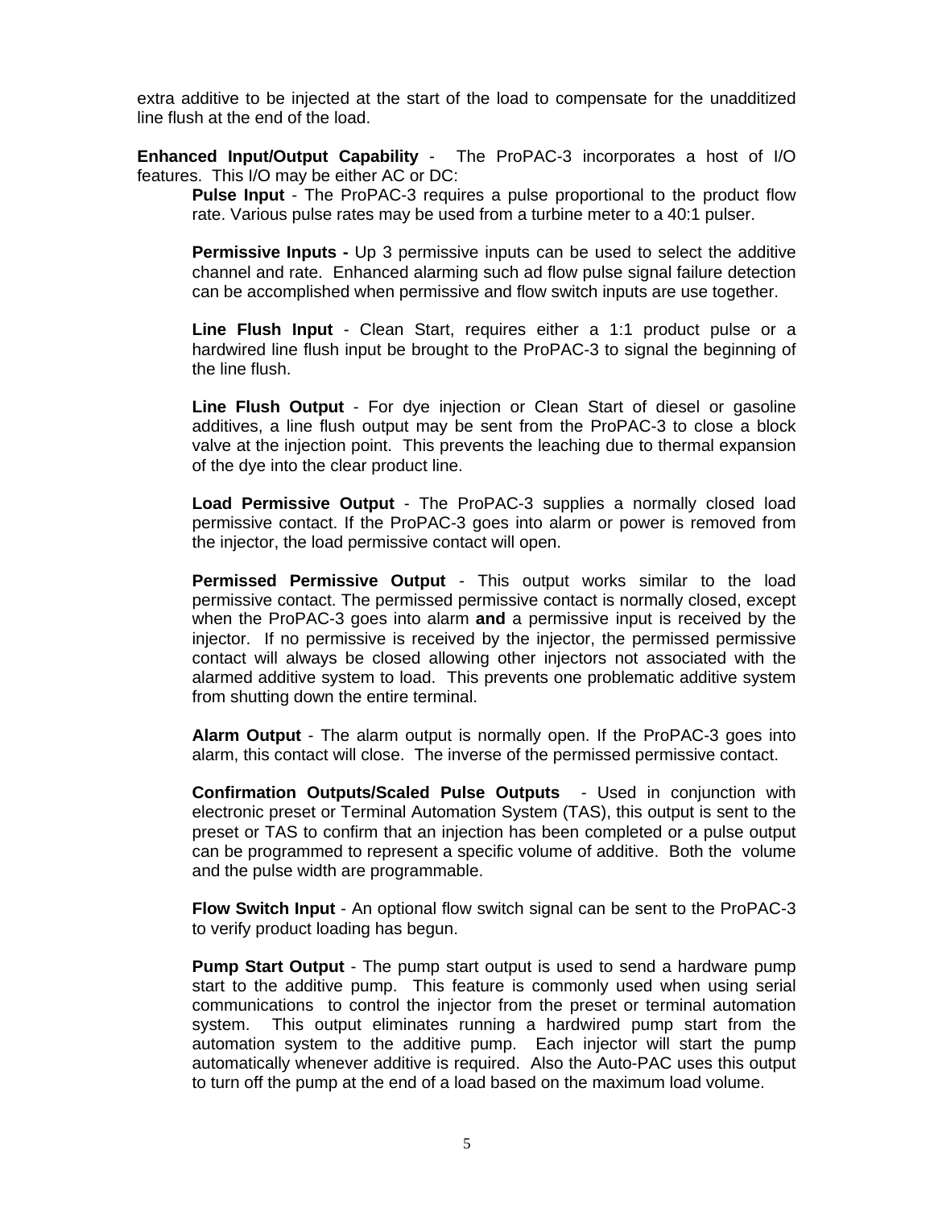extra additive to be injected at the start of the load to compensate for the unadditized line flush at the end of the load.

**Enhanced Input/Output Capability** - The ProPAC-3 incorporates a host of I/O features. This I/O may be either AC or DC:

> **Pulse Input** - The ProPAC-3 requires a pulse proportional to the product flow rate. Various pulse rates may be used from a turbine meter to a 40:1 pulser.
>
> **Permissive Inputs -** Up 3 permissive inputs can be used to select the additive channel and rate. Enhanced alarming such ad flow pulse signal failure detection can be accomplished when permissive and flow switch inputs are use together.
>
> **Line Flush Input** - Clean Start, requires either a 1:1 product pulse or a hardwired line flush input be brought to the ProPAC-3 to signal the beginning of the line flush.
>
> **Line Flush Output** - For dye injection or Clean Start of diesel or gasoline additives, a line flush output may be sent from the ProPAC-3 to close a block valve at the injection point. This prevents the leaching due to thermal expansion of the dye into the clear product line.
>
> **Load Permissive Output** - The ProPAC-3 supplies a normally closed load permissive contact. If the ProPAC-3 goes into alarm or power is removed from the injector, the load permissive contact will open.
>
> **Permissed Permissive Output** - This output works similar to the load permissive contact. The permissed permissive contact is normally closed, except when the ProPAC-3 goes into alarm **and** a permissive input is received by the injector. If no permissive is received by the injector, the permissed permissive contact will always be closed allowing other injectors not associated with the alarmed additive system to load. This prevents one problematic additive system from shutting down the entire terminal.
>
> **Alarm Output** - The alarm output is normally open. If the ProPAC-3 goes into alarm, this contact will close. The inverse of the permissed permissive contact.
>
> **Confirmation Outputs/Scaled Pulse Outputs** - Used in conjunction with electronic preset or Terminal Automation System (TAS), this output is sent to the preset or TAS to confirm that an injection has been completed or a pulse output can be programmed to represent a specific volume of additive. Both the volume and the pulse width are programmable.
>
> **Flow Switch Input** - An optional flow switch signal can be sent to the ProPAC-3 to verify product loading has begun.
>
> **Pump Start Output** - The pump start output is used to send a hardware pump start to the additive pump. This feature is commonly used when using serial communications to control the injector from the preset or terminal automation system. This output eliminates running a hardwired pump start from the automation system to the additive pump. Each injector will start the pump automatically whenever additive is required. Also the Auto-PAC uses this output to turn off the pump at the end of a load based on the maximum load volume.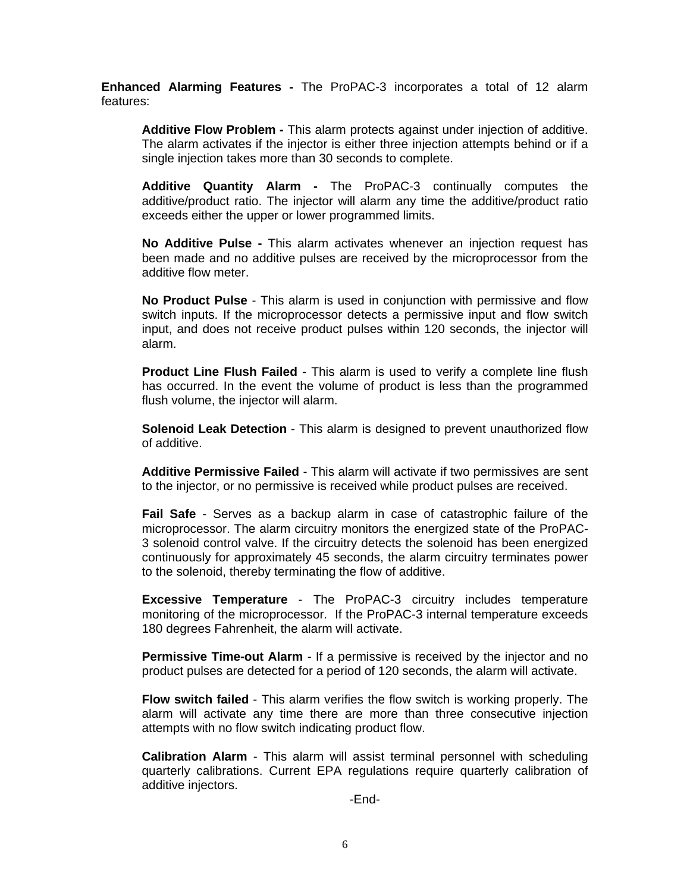**Enhanced Alarming Features -** The ProPAC-3 incorporates a total of 12 alarm features:

**Additive Flow Problem -** This alarm protects against under injection of additive. The alarm activates if the injector is either three injection attempts behind or if a single injection takes more than 30 seconds to complete.

**Additive Quantity Alarm -** The ProPAC-3 continually computes the additive/product ratio. The injector will alarm any time the additive/product ratio exceeds either the upper or lower programmed limits.

**No Additive Pulse -** This alarm activates whenever an injection request has been made and no additive pulses are received by the microprocessor from the additive flow meter.

**No Product Pulse** - This alarm is used in conjunction with permissive and flow switch inputs. If the microprocessor detects a permissive input and flow switch input, and does not receive product pulses within 120 seconds, the injector will alarm.

**Product Line Flush Failed** - This alarm is used to verify a complete line flush has occurred. In the event the volume of product is less than the programmed flush volume, the injector will alarm.

**Solenoid Leak Detection** - This alarm is designed to prevent unauthorized flow of additive.

**Additive Permissive Failed** - This alarm will activate if two permissives are sent to the injector, or no permissive is received while product pulses are received.

**Fail Safe** - Serves as a backup alarm in case of catastrophic failure of the microprocessor. The alarm circuitry monitors the energized state of the ProPAC-3 solenoid control valve. If the circuitry detects the solenoid has been energized continuously for approximately 45 seconds, the alarm circuitry terminates power to the solenoid, thereby terminating the flow of additive.

**Excessive Temperature** - The ProPAC-3 circuitry includes temperature monitoring of the microprocessor. If the ProPAC-3 internal temperature exceeds 180 degrees Fahrenheit, the alarm will activate.

**Permissive Time-out Alarm** - If a permissive is received by the injector and no product pulses are detected for a period of 120 seconds, the alarm will activate.

**Flow switch failed** - This alarm verifies the flow switch is working properly. The alarm will activate any time there are more than three consecutive injection attempts with no flow switch indicating product flow.

**Calibration Alarm** - This alarm will assist terminal personnel with scheduling quarterly calibrations. Current EPA regulations require quarterly calibration of additive injectors.

-End-